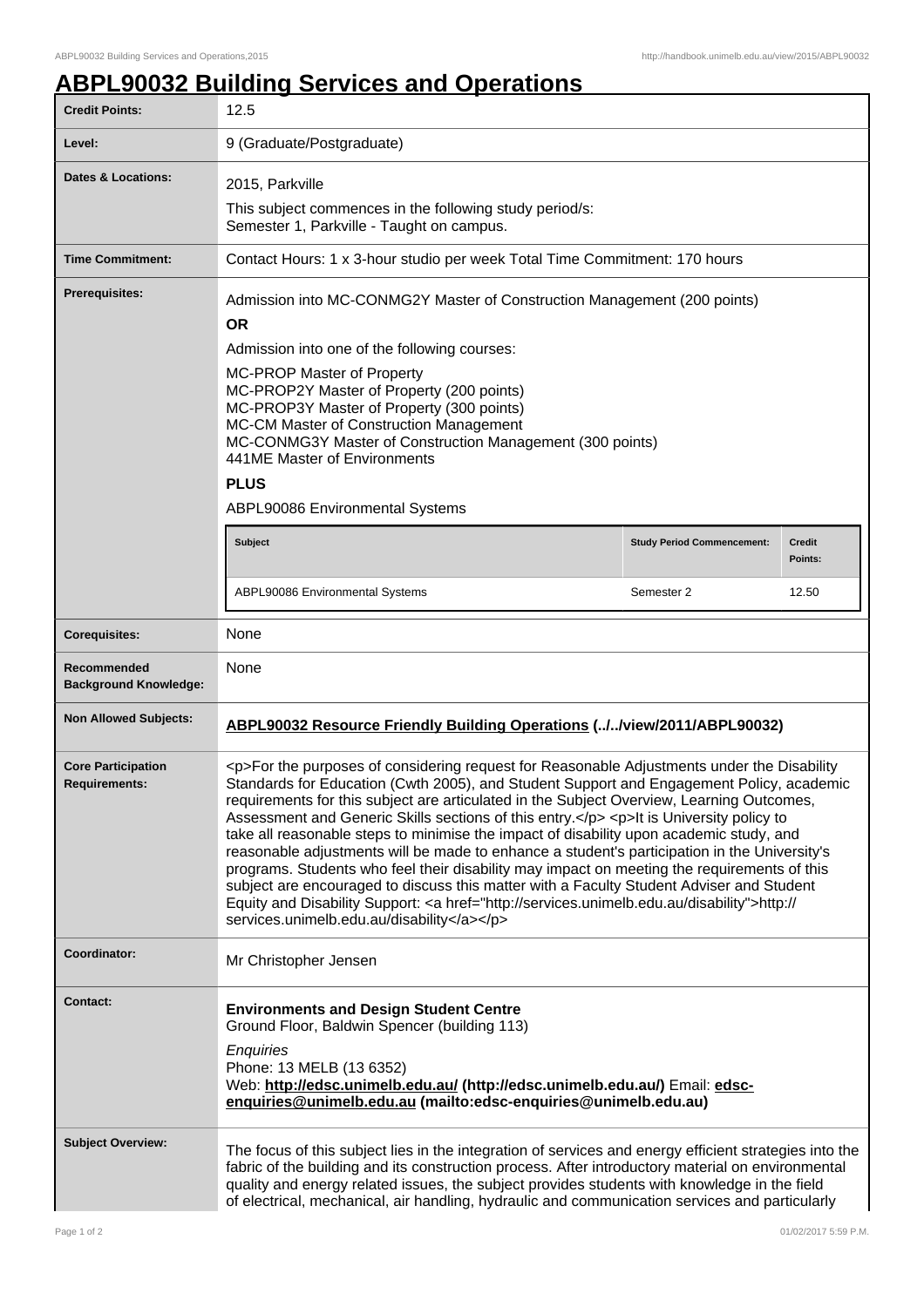# ABPL90032 Building Services and Operations

| | |
|---|---|
| **Credit Points:** | 12.5 |
| **Level:** | 9 (Graduate/Postgraduate) |
| **Dates & Locations:** | 2015, Parkville<br>This subject commences in the following study period/s:<br>Semester 1, Parkville - Taught on campus. |
| **Time Commitment:** | Contact Hours: 1 x 3-hour studio per week Total Time Commitment: 170 hours |
| **Prerequisites:** | Admission into MC-CONMG2Y Master of Construction Management (200 points)<br>**OR**<br>Admission into one of the following courses:<br>MC-PROP Master of Property<br>MC-PROP2Y Master of Property (200 points)<br>MC-PROP3Y Master of Property (300 points)<br>MC-CM Master of Construction Management<br>MC-CONMG3Y Master of Construction Management (300 points)<br>441ME Master of Environments<br>**PLUS**<br>ABPL90086 Environmental Systems<br>**Subject** / **Study Period Commencement:** / **Credit Points:**<br>ABPL90086 Environmental Systems / Semester 2 / 12.50 |
| **Corequisites:** | None |
| **Recommended Background Knowledge:** | None |
| **Non Allowed Subjects:** | **ABPL90032 Resource Friendly Building Operations (../../view/2011/ABPL90032)** |
| **Core Participation Requirements:** | <p>For the purposes of considering request for Reasonable Adjustments under the Disability Standards for Education (Cwth 2005), and Student Support and Engagement Policy, academic requirements for this subject are articulated in the Subject Overview, Learning Outcomes, Assessment and Generic Skills sections of this entry.</p> <p>It is University policy to take all reasonable steps to minimise the impact of disability upon academic study, and reasonable adjustments will be made to enhance a student's participation in the University's programs. Students who feel their disability may impact on meeting the requirements of this subject are encouraged to discuss this matter with a Faculty Student Adviser and Student Equity and Disability Support: <a href="http://services.unimelb.edu.au/disability">http://services.unimelb.edu.au/disability</a></p> |
| **Coordinator:** | Mr Christopher Jensen |
| **Contact:** | **Environments and Design Student Centre**<br>Ground Floor, Baldwin Spencer (building 113)<br>*Enquiries*<br>Phone: 13 MELB (13 6352)<br>Web: **http://edsc.unimelb.edu.au/ (http://edsc.unimelb.edu.au/)** Email: **edsc-enquiries@unimelb.edu.au (mailto:edsc-enquiries@unimelb.edu.au)** |
| **Subject Overview:** | The focus of this subject lies in the integration of services and energy efficient strategies into the fabric of the building and its construction process. After introductory material on environmental quality and energy related issues, the subject provides students with knowledge in the field of electrical, mechanical, air handling, hydraulic and communication services and particularly |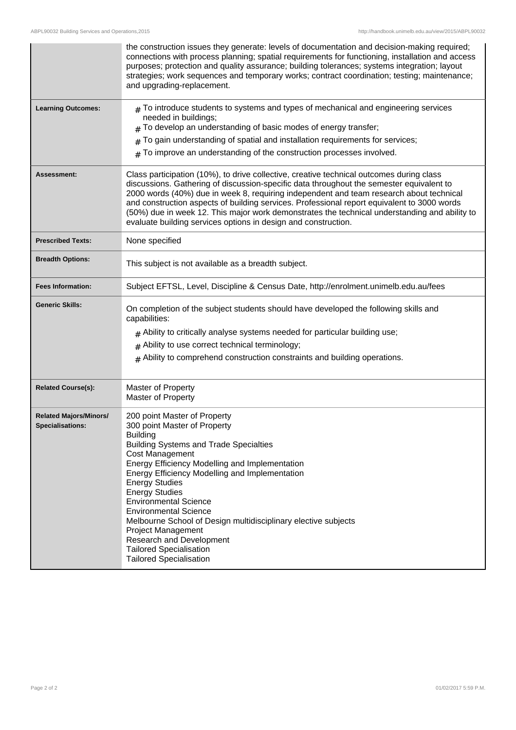| | |
|---|---|
| | the construction issues they generate: levels of documentation and decision-making required; connections with process planning; spatial requirements for functioning, installation and access purposes; protection and quality assurance; building tolerances; systems integration; layout strategies; work sequences and temporary works; contract coordination; testing; maintenance; and upgrading-replacement. |
| **Learning Outcomes:** | # To introduce students to systems and types of mechanical and engineering services needed in buildings;<br># To develop an understanding of basic modes of energy transfer;<br># To gain understanding of spatial and installation requirements for services;<br># To improve an understanding of the construction processes involved. |
| **Assessment:** | Class participation (10%), to drive collective, creative technical outcomes during class discussions. Gathering of discussion-specific data throughout the semester equivalent to 2000 words (40%) due in week 8, requiring independent and team research about technical and construction aspects of building services. Professional report equivalent to 3000 words (50%) due in week 12. This major work demonstrates the technical understanding and ability to evaluate building services options in design and construction. |
| **Prescribed Texts:** | None specified |
| **Breadth Options:** | This subject is not available as a breadth subject. |
| **Fees Information:** | Subject EFTSL, Level, Discipline & Census Date, http://enrolment.unimelb.edu.au/fees |
| **Generic Skills:** | On completion of the subject students should have developed the following skills and capabilities:<br># Ability to critically analyse systems needed for particular building use;<br># Ability to use correct technical terminology;<br># Ability to comprehend construction constraints and building operations. |
| **Related Course(s):** | Master of Property<br>Master of Property |
| **Related Majors/Minors/ Specialisations:** | 200 point Master of Property<br>300 point Master of Property<br>Building<br>Building Systems and Trade Specialties<br>Cost Management<br>Energy Efficiency Modelling and Implementation<br>Energy Efficiency Modelling and Implementation<br>Energy Studies<br>Energy Studies<br>Environmental Science<br>Environmental Science<br>Melbourne School of Design multidisciplinary elective subjects<br>Project Management<br>Research and Development<br>Tailored Specialisation<br>Tailored Specialisation |